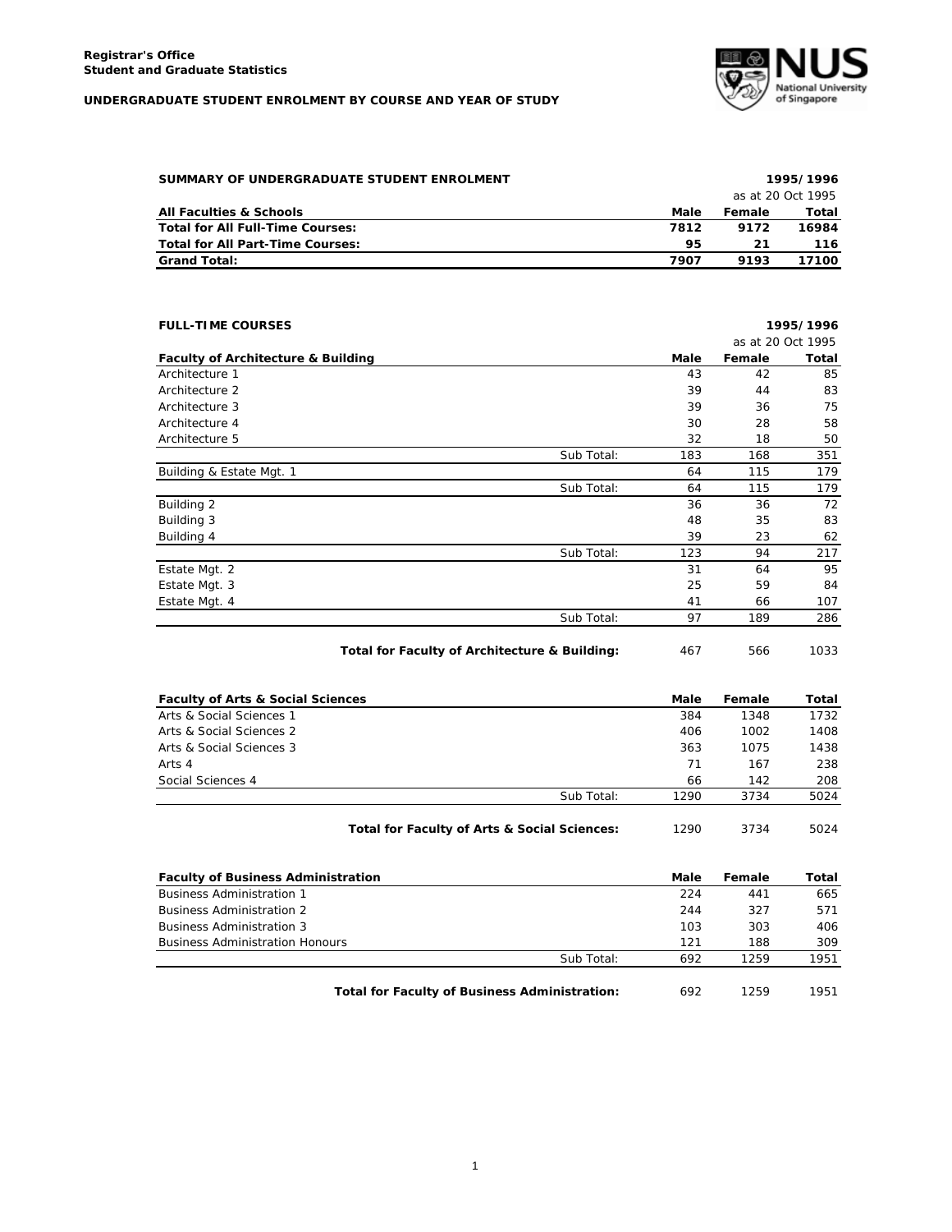**Registrar's Office**
**Student and Graduate Statistics**

**UNDERGRADUATE STUDENT ENROLMENT BY COURSE AND YEAR OF STUDY**

## SUMMARY OF UNDERGRADUATE STUDENT ENROLMENT

1995/1996, as at 20 Oct 1995

| All Faculties & Schools | Male | Female | Total |
|---|---|---|---|
| **Total for All Full-Time Courses:** | **7812** | **9172** | **16984** |
| **Total for All Part-Time Courses:** | **95** | **21** | **116** |
| **Grand Total:** | **7907** | **9193** | **17100** |

## FULL-TIME COURSES

1995/1996, as at 20 Oct 1995

| Faculty of Architecture & Building | | Male | Female | Total |
|---|---|---|---|---|
| Architecture 1 | | 43 | 42 | 85 |
| Architecture 2 | | 39 | 44 | 83 |
| Architecture 3 | | 39 | 36 | 75 |
| Architecture 4 | | 30 | 28 | 58 |
| Architecture 5 | | 32 | 18 | 50 |
| | Sub Total: | 183 | 168 | 351 |
| Building & Estate Mgt. 1 | | 64 | 115 | 179 |
| | Sub Total: | 64 | 115 | 179 |
| Building 2 | | 36 | 36 | 72 |
| Building 3 | | 48 | 35 | 83 |
| Building 4 | | 39 | 23 | 62 |
| | Sub Total: | 123 | 94 | 217 |
| Estate Mgt. 2 | | 31 | 64 | 95 |
| Estate Mgt. 3 | | 25 | 59 | 84 |
| Estate Mgt. 4 | | 41 | 66 | 107 |
| | Sub Total: | 97 | 189 | 286 |
| | **Total for Faculty of Architecture & Building:** | 467 | 566 | 1033 |

| Faculty of Arts & Social Sciences | | Male | Female | Total |
|---|---|---|---|---|
| Arts & Social Sciences 1 | | 384 | 1348 | 1732 |
| Arts & Social Sciences 2 | | 406 | 1002 | 1408 |
| Arts & Social Sciences 3 | | 363 | 1075 | 1438 |
| Arts 4 | | 71 | 167 | 238 |
| Social Sciences 4 | | 66 | 142 | 208 |
| | Sub Total: | 1290 | 3734 | 5024 |
| | **Total for Faculty of Arts & Social Sciences:** | 1290 | 3734 | 5024 |

| Faculty of Business Administration | | Male | Female | Total |
|---|---|---|---|---|
| Business Administration 1 | | 224 | 441 | 665 |
| Business Administration 2 | | 244 | 327 | 571 |
| Business Administration 3 | | 103 | 303 | 406 |
| Business Administration Honours | | 121 | 188 | 309 |
| | Sub Total: | 692 | 1259 | 1951 |
| | **Total for Faculty of Business Administration:** | 692 | 1259 | 1951 |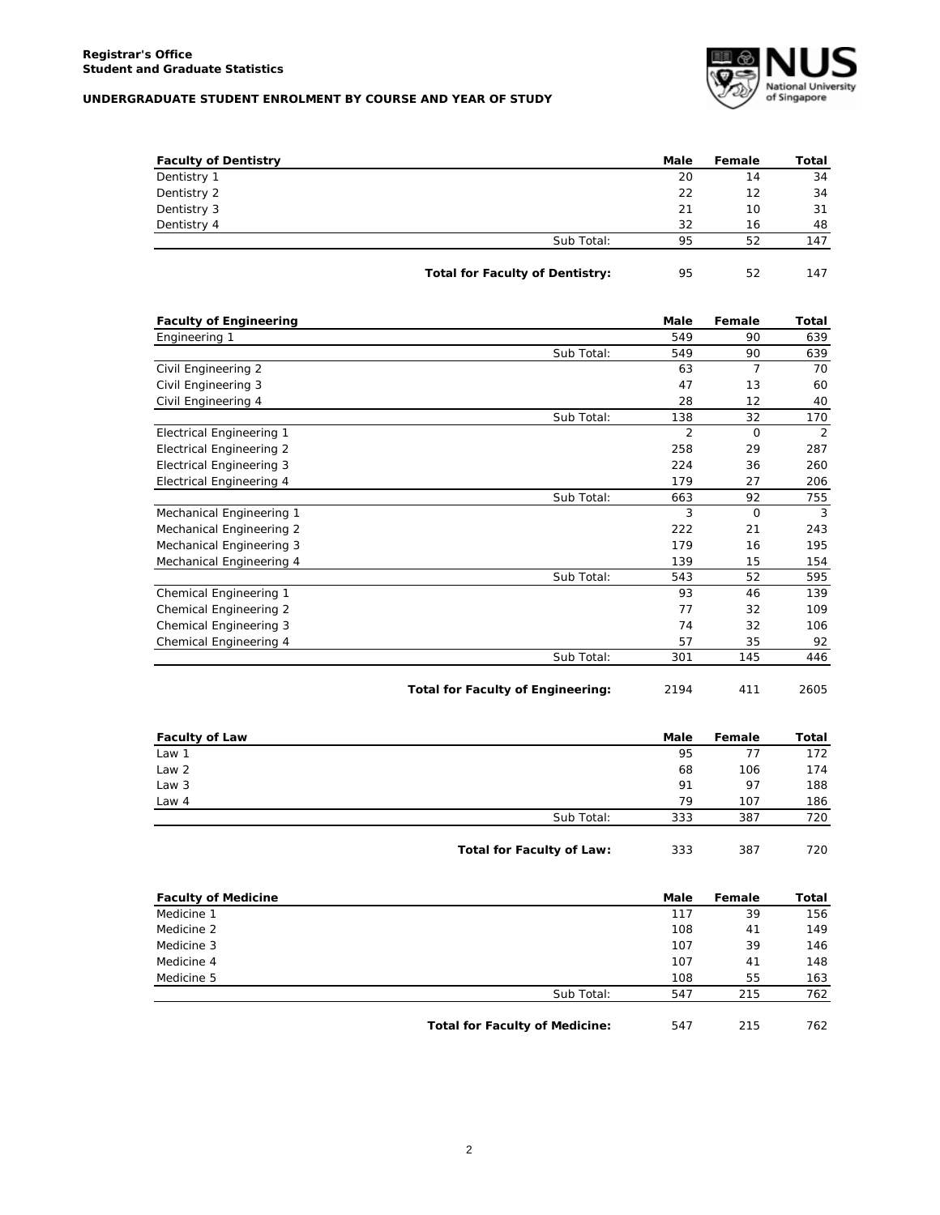**Registrar's Office**
**Student and Graduate Statistics**

**UNDERGRADUATE STUDENT ENROLMENT BY COURSE AND YEAR OF STUDY**

| Faculty of Dentistry | | Male | Female | Total |
|---|---|---|---|---|
| Dentistry 1 | | 20 | 14 | 34 |
| Dentistry 2 | | 22 | 12 | 34 |
| Dentistry 3 | | 21 | 10 | 31 |
| Dentistry 4 | | 32 | 16 | 48 |
| | Sub Total: | 95 | 52 | 147 |
| | **Total for Faculty of Dentistry:** | 95 | 52 | 147 |

| Faculty of Engineering | | Male | Female | Total |
|---|---|---|---|---|
| Engineering 1 | | 549 | 90 | 639 |
| | Sub Total: | 549 | 90 | 639 |
| Civil Engineering 2 | | 63 | 7 | 70 |
| Civil Engineering 3 | | 47 | 13 | 60 |
| Civil Engineering 4 | | 28 | 12 | 40 |
| | Sub Total: | 138 | 32 | 170 |
| Electrical Engineering 1 | | 2 | 0 | 2 |
| Electrical Engineering 2 | | 258 | 29 | 287 |
| Electrical Engineering 3 | | 224 | 36 | 260 |
| Electrical Engineering 4 | | 179 | 27 | 206 |
| | Sub Total: | 663 | 92 | 755 |
| Mechanical Engineering 1 | | 3 | 0 | 3 |
| Mechanical Engineering 2 | | 222 | 21 | 243 |
| Mechanical Engineering 3 | | 179 | 16 | 195 |
| Mechanical Engineering 4 | | 139 | 15 | 154 |
| | Sub Total: | 543 | 52 | 595 |
| Chemical Engineering 1 | | 93 | 46 | 139 |
| Chemical Engineering 2 | | 77 | 32 | 109 |
| Chemical Engineering 3 | | 74 | 32 | 106 |
| Chemical Engineering 4 | | 57 | 35 | 92 |
| | Sub Total: | 301 | 145 | 446 |
| | **Total for Faculty of Engineering:** | 2194 | 411 | 2605 |

| Faculty of Law | | Male | Female | Total |
|---|---|---|---|---|
| Law 1 | | 95 | 77 | 172 |
| Law 2 | | 68 | 106 | 174 |
| Law 3 | | 91 | 97 | 188 |
| Law 4 | | 79 | 107 | 186 |
| | Sub Total: | 333 | 387 | 720 |
| | **Total for Faculty of Law:** | 333 | 387 | 720 |

| Faculty of Medicine | | Male | Female | Total |
|---|---|---|---|---|
| Medicine 1 | | 117 | 39 | 156 |
| Medicine 2 | | 108 | 41 | 149 |
| Medicine 3 | | 107 | 39 | 146 |
| Medicine 4 | | 107 | 41 | 148 |
| Medicine 5 | | 108 | 55 | 163 |
| | Sub Total: | 547 | 215 | 762 |
| | **Total for Faculty of Medicine:** | 547 | 215 | 762 |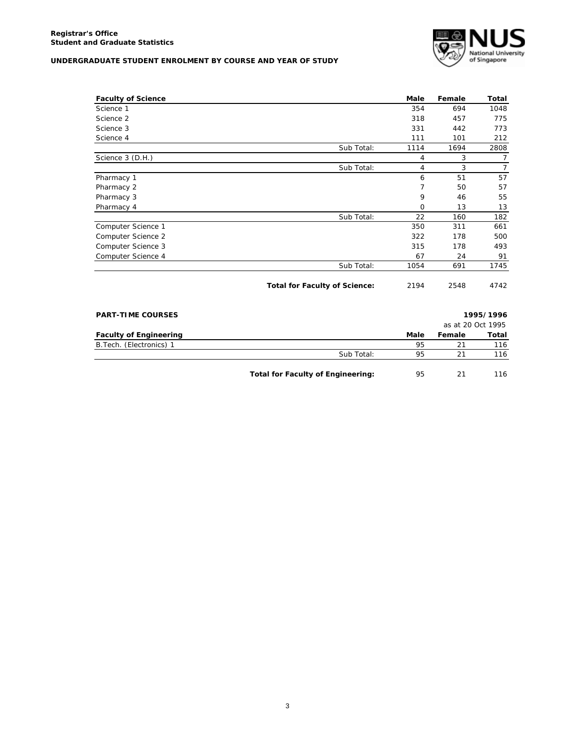**Registrar's Office**
**Student and Graduate Statistics**

**UNDERGRADUATE STUDENT ENROLMENT BY COURSE AND YEAR OF STUDY**

| **Faculty of Science** | | **Male** | **Female** | **Total** |
|---|---|---|---|---|
| Science 1 | | 354 | 694 | 1048 |
| Science 2 | | 318 | 457 | 775 |
| Science 3 | | 331 | 442 | 773 |
| Science 4 | | 111 | 101 | 212 |
| | Sub Total: | 1114 | 1694 | 2808 |
| Science 3 (D.H.) | | 4 | 3 | 7 |
| | Sub Total: | 4 | 3 | 7 |
| Pharmacy 1 | | 6 | 51 | 57 |
| Pharmacy 2 | | 7 | 50 | 57 |
| Pharmacy 3 | | 9 | 46 | 55 |
| Pharmacy 4 | | 0 | 13 | 13 |
| | Sub Total: | 22 | 160 | 182 |
| Computer Science 1 | | 350 | 311 | 661 |
| Computer Science 2 | | 322 | 178 | 500 |
| Computer Science 3 | | 315 | 178 | 493 |
| Computer Science 4 | | 67 | 24 | 91 |
| | Sub Total: | 1054 | 691 | 1745 |
| | **Total for Faculty of Science:** | 2194 | 2548 | 4742 |

**PART-TIME COURSES** **1995/1996**

as at 20 Oct 1995

| **Faculty of Engineering** | | **Male** | **Female** | **Total** |
|---|---|---|---|---|
| B.Tech. (Electronics) 1 | | 95 | 21 | 116 |
| | Sub Total: | 95 | 21 | 116 |
| | **Total for Faculty of Engineering:** | 95 | 21 | 116 |